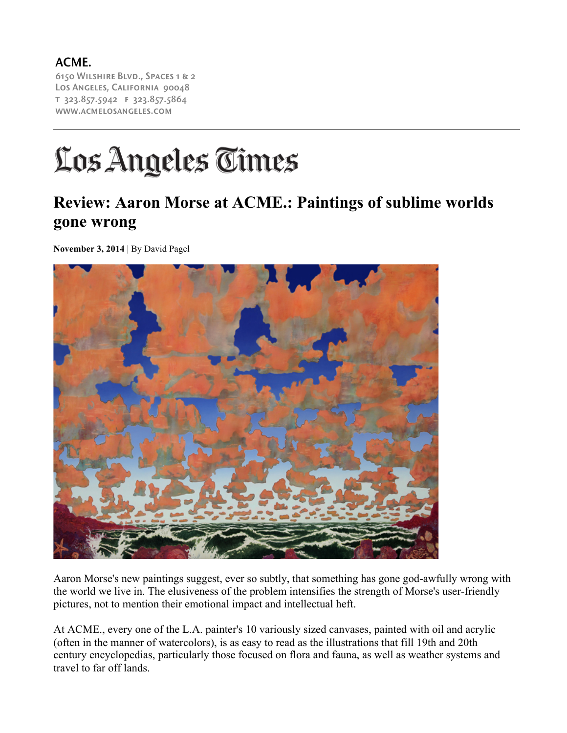ACME.
6150 Wilshire Blvd., Spaces 1 & 2
Los Angeles, California 90048
T 323.857.5942 F 323.857.5864
www.acmelosangeles.com

# Los Angeles Times

## Review: Aaron Morse at ACME.: Paintings of sublime worlds gone wrong

**November 3, 2014** | By David Pagel

Aaron Morse's new paintings suggest, ever so subtly, that something has gone god-awfully wrong with the world we live in. The elusiveness of the problem intensifies the strength of Morse's user-friendly pictures, not to mention their emotional impact and intellectual heft.

At ACME., every one of the L.A. painter's 10 variously sized canvases, painted with oil and acrylic (often in the manner of watercolors), is as easy to read as the illustrations that fill 19th and 20th century encyclopedias, particularly those focused on flora and fauna, as well as weather systems and travel to far off lands.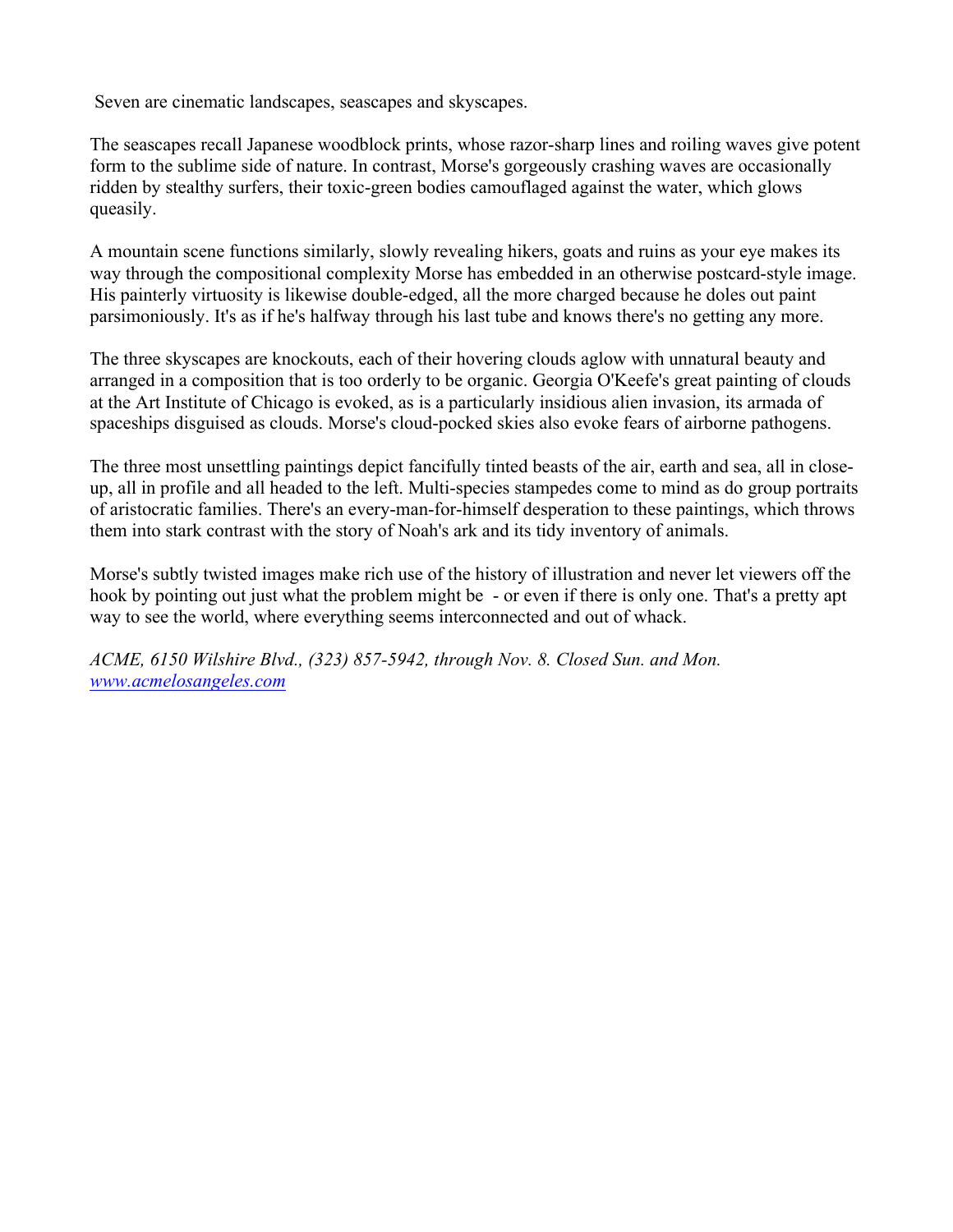Seven are cinematic landscapes, seascapes and skyscapes.

The seascapes recall Japanese woodblock prints, whose razor-sharp lines and roiling waves give potent form to the sublime side of nature. In contrast, Morse's gorgeously crashing waves are occasionally ridden by stealthy surfers, their toxic-green bodies camouflaged against the water, which glows queasily.

A mountain scene functions similarly, slowly revealing hikers, goats and ruins as your eye makes its way through the compositional complexity Morse has embedded in an otherwise postcard-style image. His painterly virtuosity is likewise double-edged, all the more charged because he doles out paint parsimoniously. It's as if he's halfway through his last tube and knows there's no getting any more.

The three skyscapes are knockouts, each of their hovering clouds aglow with unnatural beauty and arranged in a composition that is too orderly to be organic. Georgia O'Keefe's great painting of clouds at the Art Institute of Chicago is evoked, as is a particularly insidious alien invasion, its armada of spaceships disguised as clouds. Morse's cloud-pocked skies also evoke fears of airborne pathogens.

The three most unsettling paintings depict fancifully tinted beasts of the air, earth and sea, all in close-up, all in profile and all headed to the left. Multi-species stampedes come to mind as do group portraits of aristocratic families. There's an every-man-for-himself desperation to these paintings, which throws them into stark contrast with the story of Noah's ark and its tidy inventory of animals.

Morse's subtly twisted images make rich use of the history of illustration and never let viewers off the hook by pointing out just what the problem might be - or even if there is only one. That's a pretty apt way to see the world, where everything seems interconnected and out of whack.

*ACME, 6150 Wilshire Blvd., (323) 857-5942, through Nov. 8. Closed Sun. and Mon.*
*[www.acmelosangeles.com](http://www.acmelosangeles.com)*